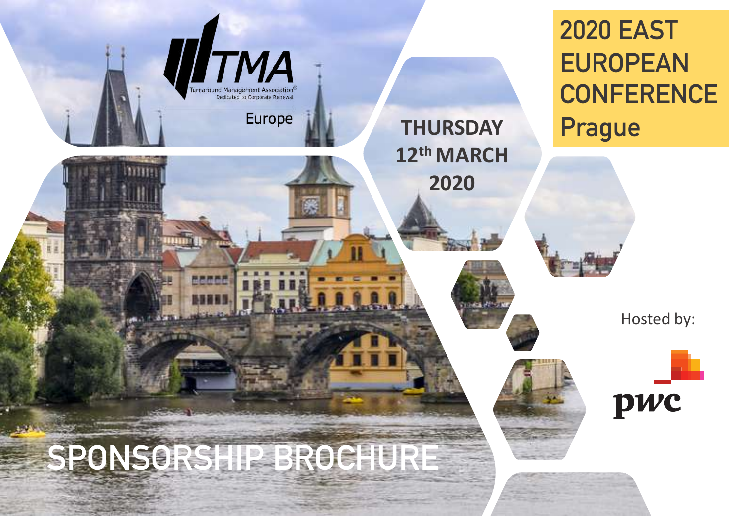TMA

Turnaround Management Association®
Dedicated to Corporate Renewal

Europe

# 2020 EAST EUROPEAN CONFERENCE Prague

**THURSDAY 12th MARCH 2020**

Hosted by:

pwc

# SPONSORSHIP BROCHURE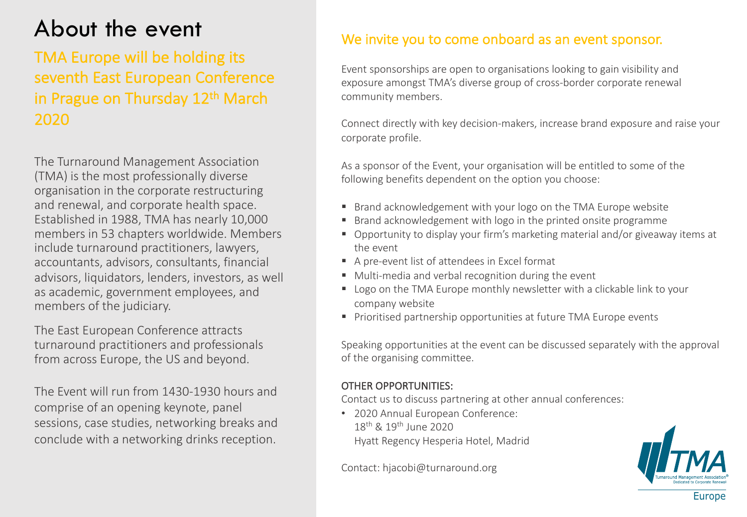# About the event

## TMA Europe will be holding its seventh East European Conference in Prague on Thursday 12th March 2020

The Turnaround Management Association (TMA) is the most professionally diverse organisation in the corporate restructuring and renewal, and corporate health space. Established in 1988, TMA has nearly 10,000 members in 53 chapters worldwide. Members include turnaround practitioners, lawyers, accountants, advisors, consultants, financial advisors, liquidators, lenders, investors, as well as academic, government employees, and members of the judiciary.

The East European Conference attracts turnaround practitioners and professionals from across Europe, the US and beyond.

The Event will run from 1430-1930 hours and comprise of an opening keynote, panel sessions, case studies, networking breaks and conclude with a networking drinks reception.

## We invite you to come onboard as an event sponsor.

Event sponsorships are open to organisations looking to gain visibility and exposure amongst TMA's diverse group of cross-border corporate renewal community members.

Connect directly with key decision-makers, increase brand exposure and raise your corporate profile.

As a sponsor of the Event, your organisation will be entitled to some of the following benefits dependent on the option you choose:

- Brand acknowledgement with your logo on the TMA Europe website
- Brand acknowledgement with logo in the printed onsite programme
- Opportunity to display your firm's marketing material and/or giveaway items at the event
- A pre-event list of attendees in Excel format
- Multi-media and verbal recognition during the event
- Logo on the TMA Europe monthly newsletter with a clickable link to your company website
- Prioritised partnership opportunities at future TMA Europe events

Speaking opportunities at the event can be discussed separately with the approval of the organising committee.

OTHER OPPORTUNITIES:

Contact us to discuss partnering at other annual conferences:

- 2020 Annual European Conference:
  18th & 19th June 2020
  Hyatt Regency Hesperia Hotel, Madrid

Contact: hjacobi@turnaround.org

TMA Turnaround Management Association® Dedicated to Corporate Renewal

Europe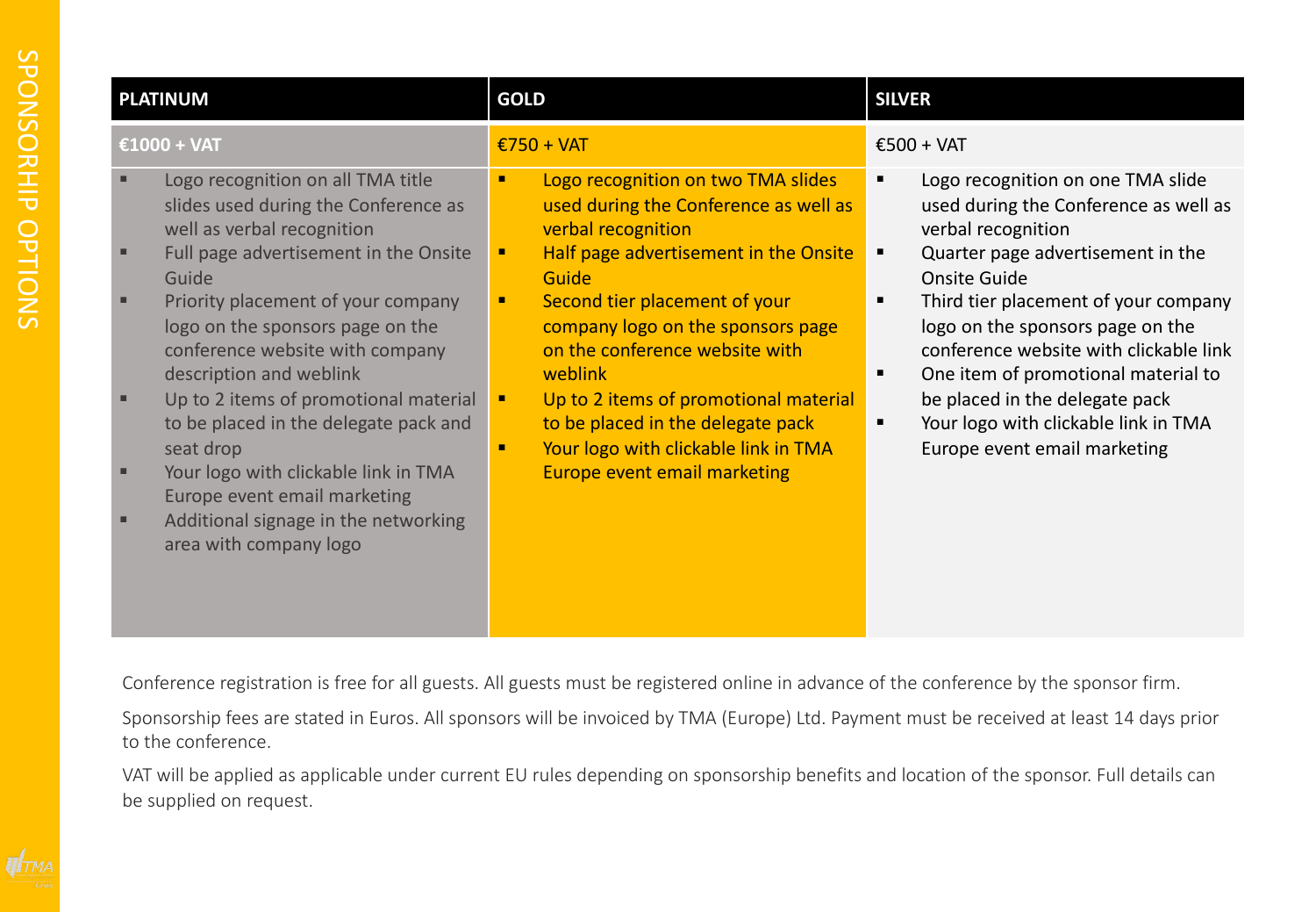# SPONSORSHIP OPTIONS

| PLATINUM | GOLD | SILVER |
|---|---|---|
| €1000 + VAT | €750 + VAT | €500 + VAT |
| ▪ Logo recognition on all TMA title slides used during the Conference as well as verbal recognition<br>▪ Full page advertisement in the Onsite Guide<br>▪ Priority placement of your company logo on the sponsors page on the conference website with company description and weblink<br>▪ Up to 2 items of promotional material to be placed in the delegate pack and seat drop<br>▪ Your logo with clickable link in TMA Europe event email marketing<br>▪ Additional signage in the networking area with company logo | ▪ Logo recognition on two TMA slides used during the Conference as well as verbal recognition<br>▪ Half page advertisement in the Onsite Guide<br>▪ Second tier placement of your company logo on the sponsors page on the conference website with weblink<br>▪ Up to 2 items of promotional material to be placed in the delegate pack<br>▪ Your logo with clickable link in TMA Europe event email marketing | ▪ Logo recognition on one TMA slide used during the Conference as well as verbal recognition<br>▪ Quarter page advertisement in the Onsite Guide<br>▪ Third tier placement of your company logo on the sponsors page on the conference website with clickable link<br>▪ One item of promotional material to be placed in the delegate pack<br>▪ Your logo with clickable link in TMA Europe event email marketing |

Conference registration is free for all guests. All guests must be registered online in advance of the conference by the sponsor firm.

Sponsorship fees are stated in Euros. All sponsors will be invoiced by TMA (Europe) Ltd. Payment must be received at least 14 days prior to the conference.

VAT will be applied as applicable under current EU rules depending on sponsorship benefits and location of the sponsor. Full details can be supplied on request.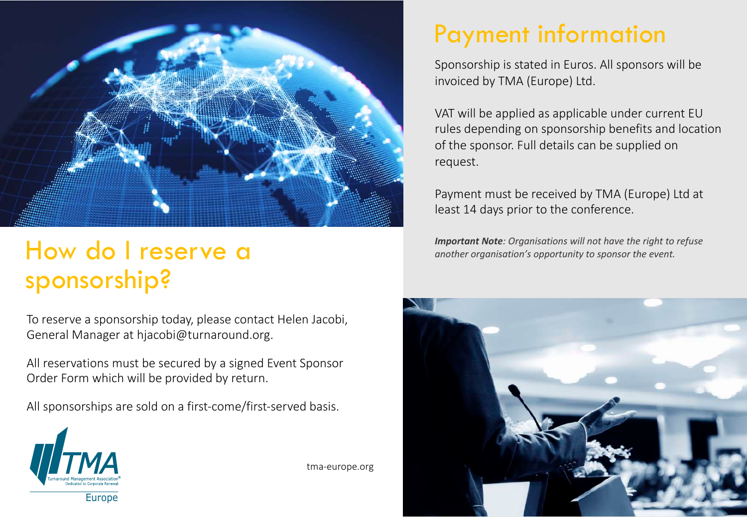# How do I reserve a sponsorship?

To reserve a sponsorship today, please contact Helen Jacobi, General Manager at hjacobi@turnaround.org.

All reservations must be secured by a signed Event Sponsor Order Form which will be provided by return.

All sponsorships are sold on a first-come/first-served basis.

tma-europe.org

# Payment information

Sponsorship is stated in Euros. All sponsors will be invoiced by TMA (Europe) Ltd.

VAT will be applied as applicable under current EU rules depending on sponsorship benefits and location of the sponsor. Full details can be supplied on request.

Payment must be received by TMA (Europe) Ltd at least 14 days prior to the conference.

***Important Note**: Organisations will not have the right to refuse another organisation's opportunity to sponsor the event.*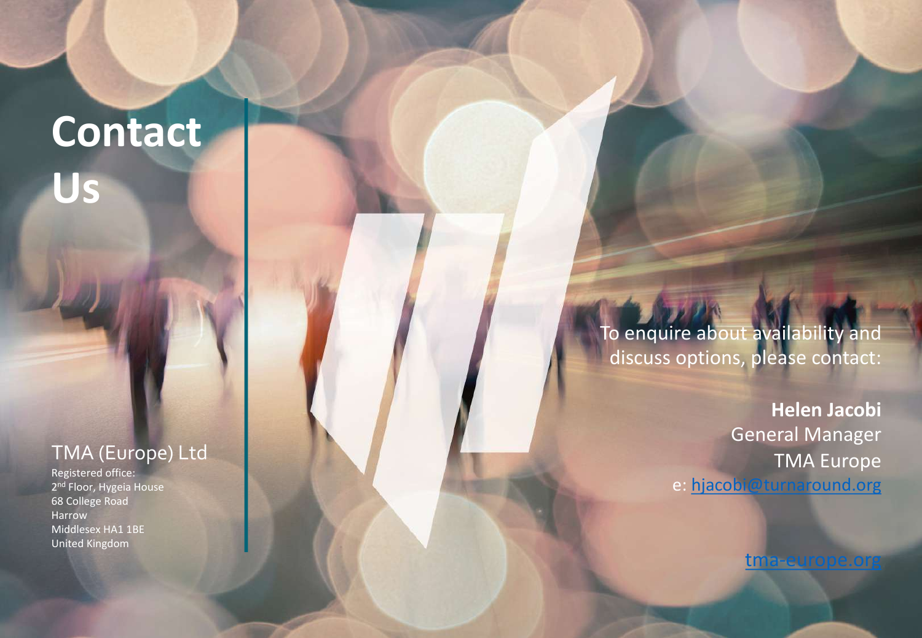# Contact Us

TMA (Europe) Ltd

Registered office:
2nd Floor, Hygeia House
68 College Road
Harrow
Middlesex HA1 1BE
United Kingdom

To enquire about availability and discuss options, please contact:

**Helen Jacobi**
General Manager
TMA Europe
e: hjacobi@turnaround.org

tma-europe.org